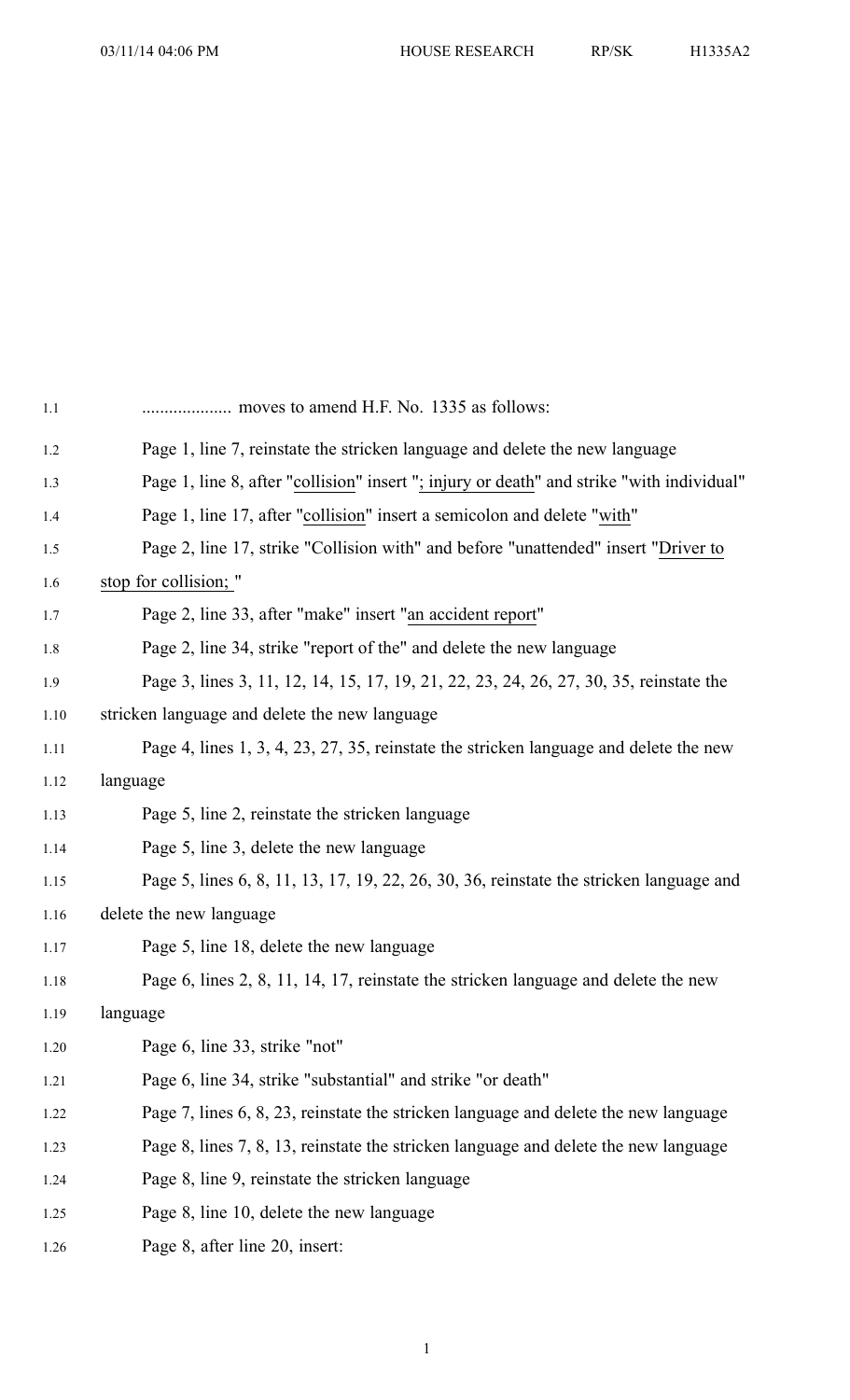.................... moves to amend H.F. No. 1335 as follows:

Page 1, line 7, reinstate the stricken language and delete the new language

Page 1, line 8, after "collision" insert "; injury or death" and strike "with individual"

Page 1, line 17, after "collision" insert a semicolon and delete "with"

Page 2, line 17, strike "Collision with" and before "unattended" insert "Driver to stop for collision; "

Page 2, line 33, after "make" insert "an accident report"

Page 2, line 34, strike "report of the" and delete the new language

Page 3, lines 3, 11, 12, 14, 15, 17, 19, 21, 22, 23, 24, 26, 27, 30, 35, reinstate the stricken language and delete the new language

Page 4, lines 1, 3, 4, 23, 27, 35, reinstate the stricken language and delete the new language

Page 5, line 2, reinstate the stricken language

Page 5, line 3, delete the new language

Page 5, lines 6, 8, 11, 13, 17, 19, 22, 26, 30, 36, reinstate the stricken language and delete the new language

Page 5, line 18, delete the new language

Page 6, lines 2, 8, 11, 14, 17, reinstate the stricken language and delete the new language

Page 6, line 33, strike "not"

Page 6, line 34, strike "substantial" and strike "or death"

Page 7, lines 6, 8, 23, reinstate the stricken language and delete the new language

Page 8, lines 7, 8, 13, reinstate the stricken language and delete the new language

Page 8, line 9, reinstate the stricken language

Page 8, line 10, delete the new language

Page 8, after line 20, insert: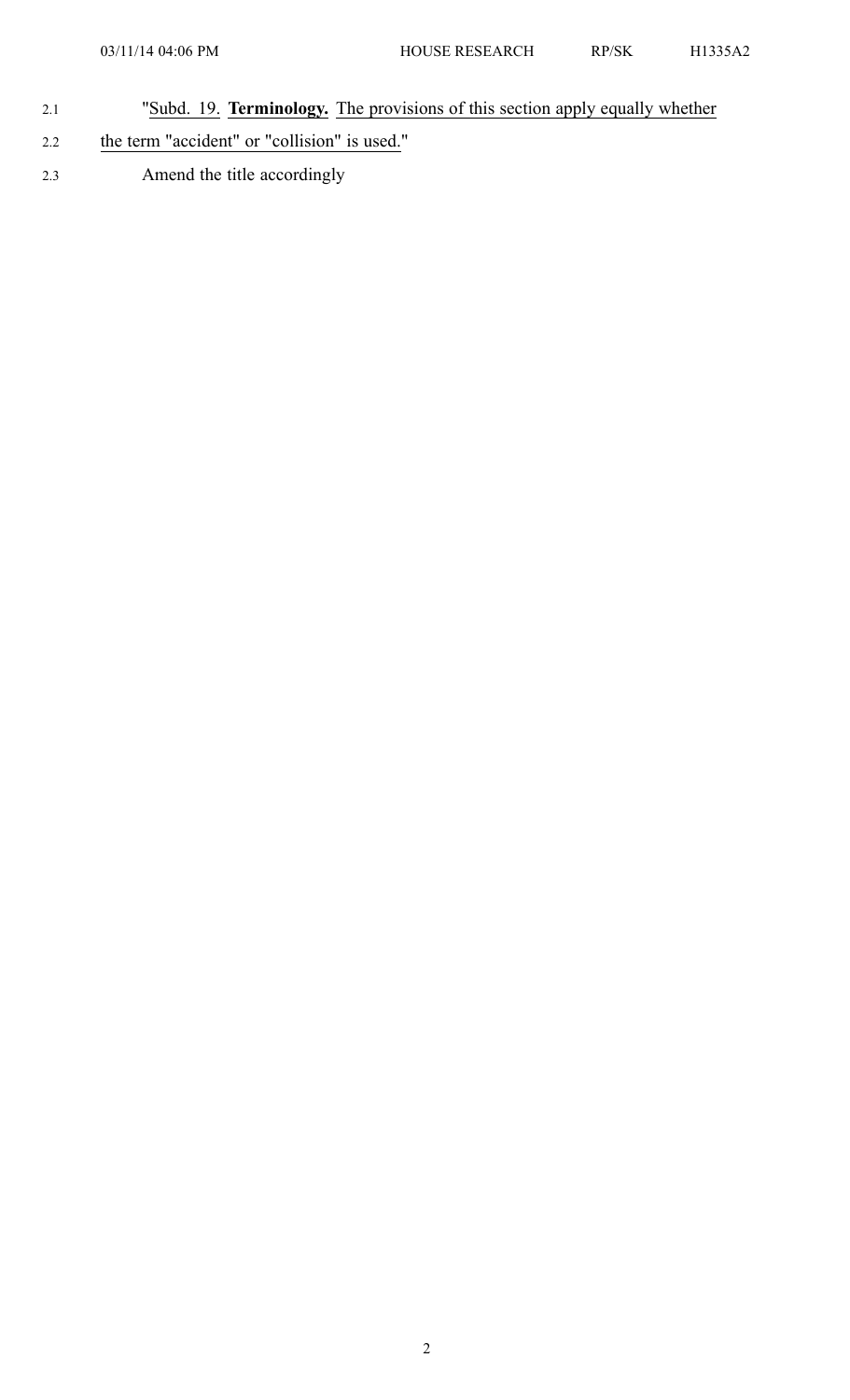"Subd. 19. **Terminology.** The provisions of this section apply equally whether the term "accident" or "collision" is used."

Amend the title accordingly